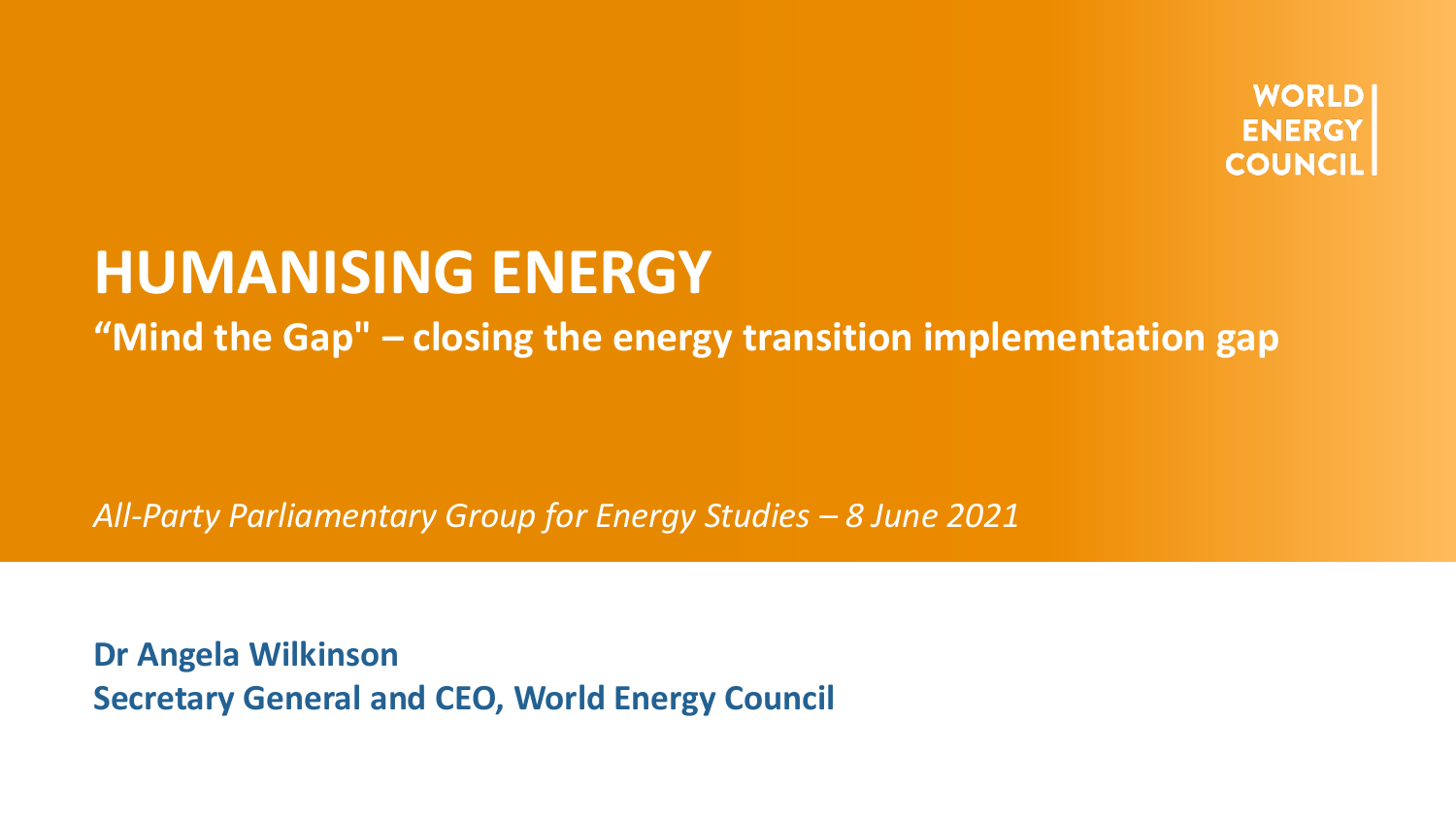WORLD ENERGY COUNCIL

# HUMANISING ENERGY

**“Mind the Gap" – closing the energy transition implementation gap**

*All-Party Parliamentary Group for Energy Studies – 8 June 2021*

**Dr Angela Wilkinson**
**Secretary General and CEO, World Energy Council**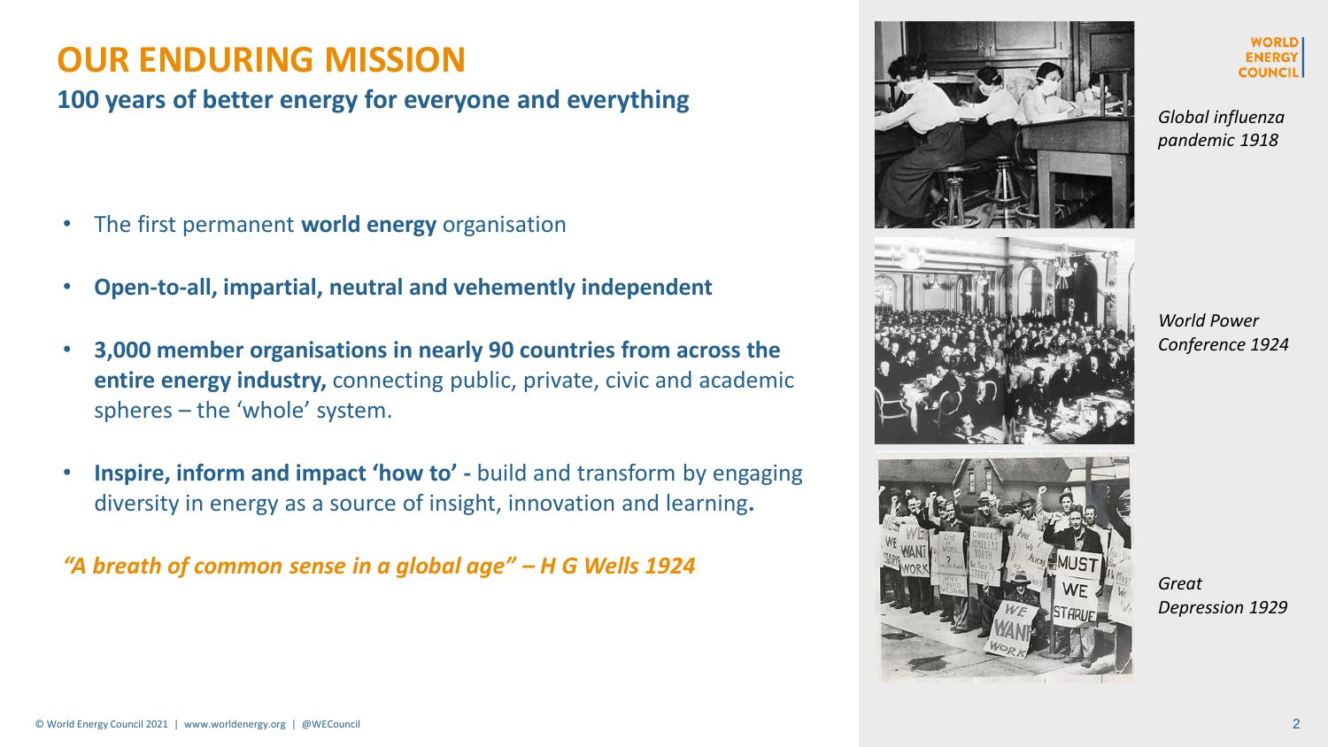# OUR ENDURING MISSION

## 100 years of better energy for everyone and everything

- The first permanent **world energy** organisation
- **Open-to-all, impartial, neutral and vehemently independent**
- **3,000 member organisations in nearly 90 countries from across the entire energy industry,** connecting public, private, civic and academic spheres – the 'whole' system.
- **Inspire, inform and impact 'how to' -** build and transform by engaging diversity in energy as a source of insight, innovation and learning**.**

*"A breath of common sense in a global age" – H G Wells 1924*

*Global influenza pandemic 1918*

*World Power Conference 1924*

*Great Depression 1929*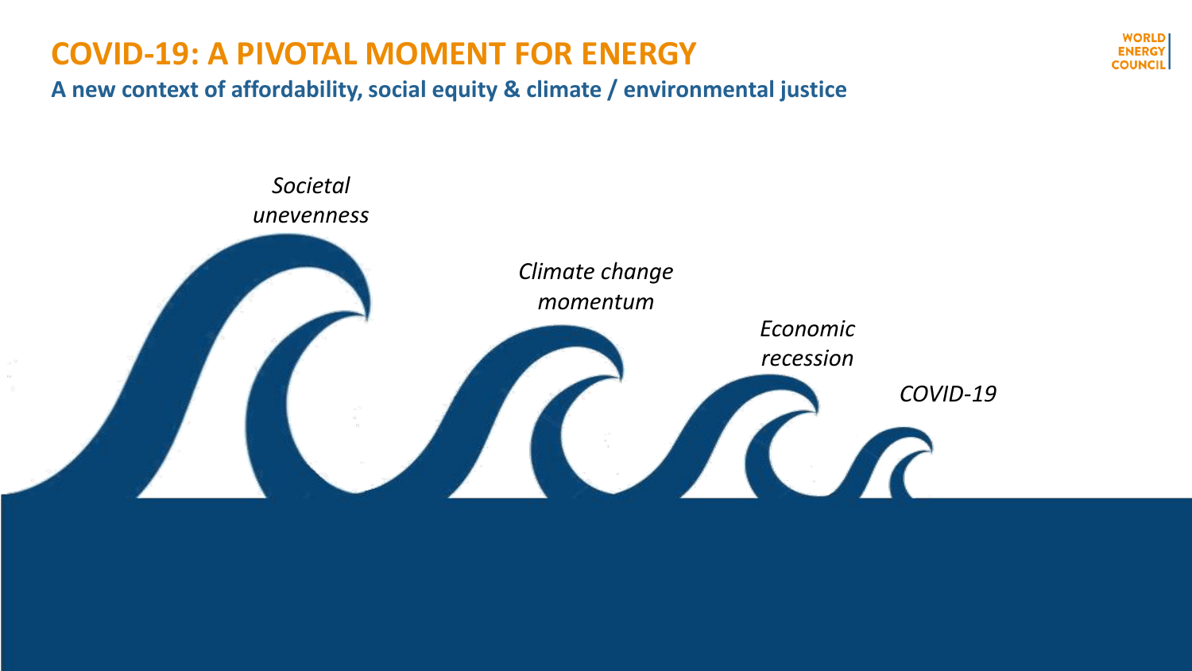# COVID-19: A PIVOTAL MOMENT FOR ENERGY

**A new context of affordability, social equity & climate / environmental justice**

*Societal unevenness*

*Climate change momentum*

*Economic recession*

*COVID-19*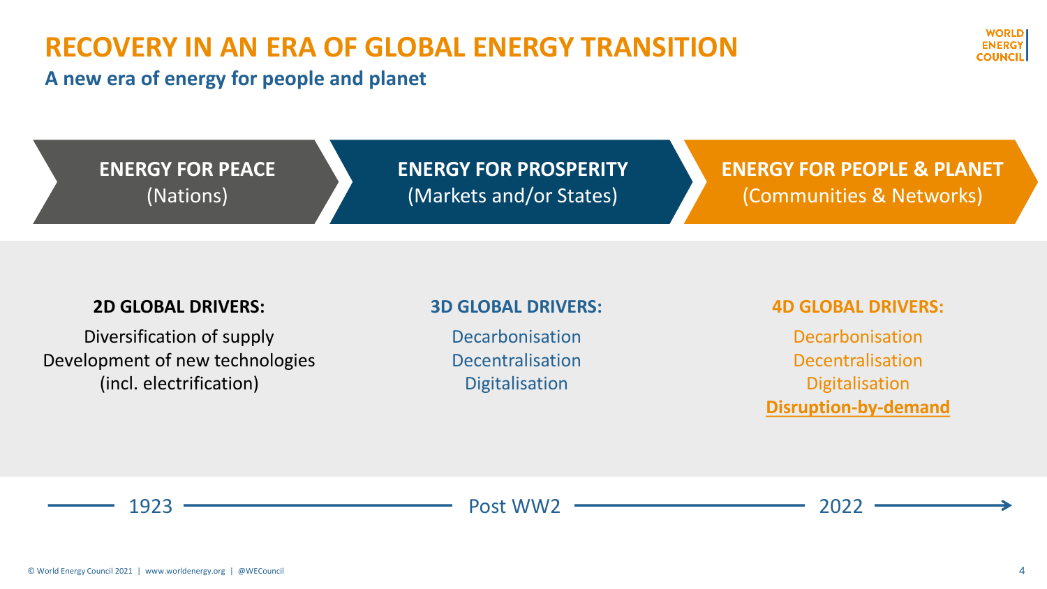# RECOVERY IN AN ERA OF GLOBAL ENERGY TRANSITION

**A new era of energy for people and planet**

| ENERGY FOR PEACE (Nations) | ENERGY FOR PROSPERITY (Markets and/or States) | ENERGY FOR PEOPLE & PLANET (Communities & Networks) |
| --- | --- | --- |
| **2D GLOBAL DRIVERS:** | **3D GLOBAL DRIVERS:** | **4D GLOBAL DRIVERS:** |
| Diversification of supply | Decarbonisation | Decarbonisation |
| Development of new technologies (incl. electrification) | Decentralisation | Decentralisation |
| | Digitalisation | Digitalisation |
| | | **Disruption-by-demand** |
| 1923 | Post WW2 | 2022 |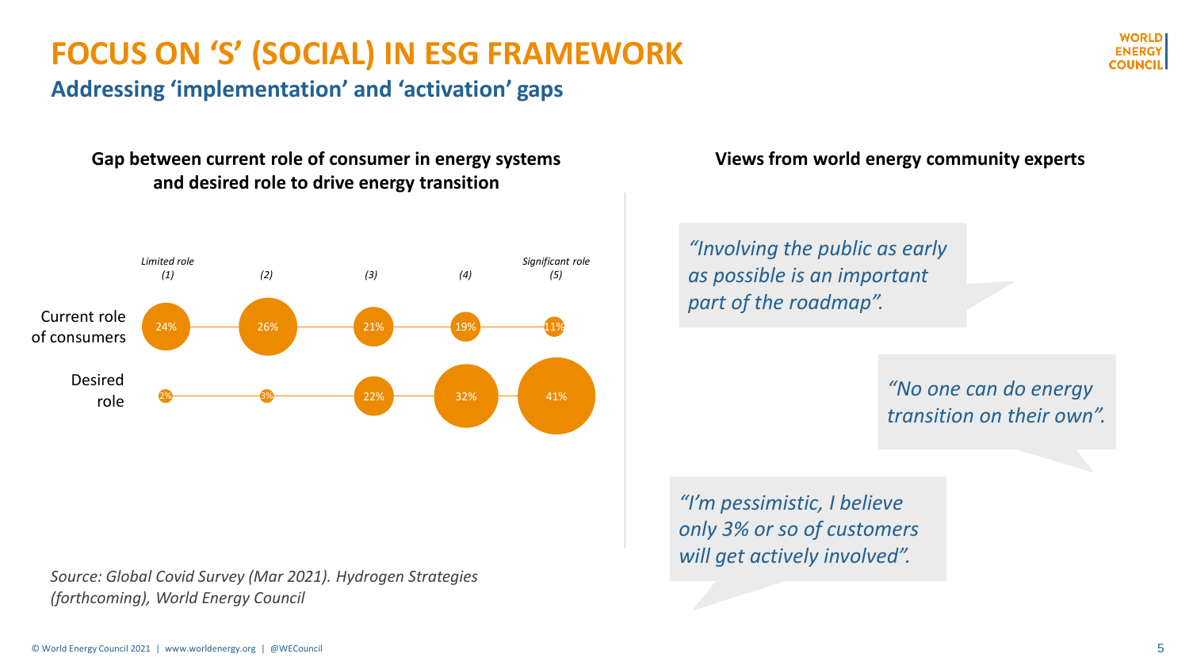# FOCUS ON 'S' (SOCIAL) IN ESG FRAMEWORK

## Addressing 'implementation' and 'activation' gaps

### Gap between current role of consumer in energy systems and desired role to drive energy transition

| | Limited role (1) | (2) | (3) | (4) | Significant role (5) |
|---|---|---|---|---|---|
| Current role of consumers | 24% | 26% | 21% | 19% | 11% |
| Desired role | 2% | 3% | 22% | 32% | 41% |

*Source: Global Covid Survey (Mar 2021). Hydrogen Strategies (forthcoming), World Energy Council*

### Views from world energy community experts

*"Involving the public as early as possible is an important part of the roadmap".*

*"No one can do energy transition on their own".*

*"I'm pessimistic, I believe only 3% or so of customers will get actively involved".*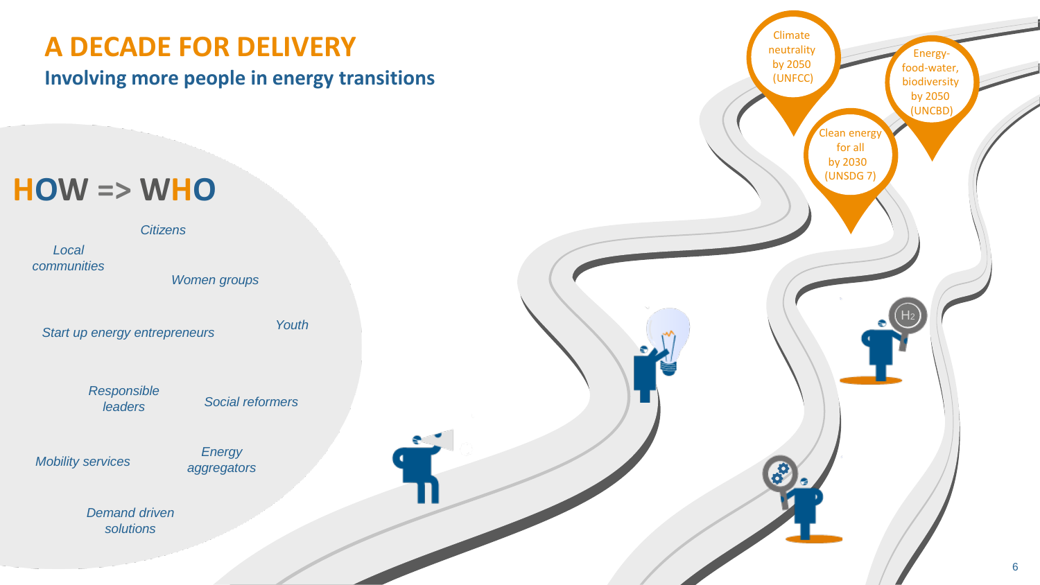# A DECADE FOR DELIVERY

## Involving more people in energy transitions

## HOW => WHO

*Citizens*

*Local communities*

*Women groups*

*Start up energy entrepreneurs*

*Youth*

*Responsible leaders*

*Social reformers*

*Mobility services*

*Energy aggregators*

*Demand driven solutions*

Climate neutrality by 2050 (UNFCC)

Energy-food-water, biodiversity by 2050 (UNCBD)

Clean energy for all by 2030 (UNSDG 7)

$H_2$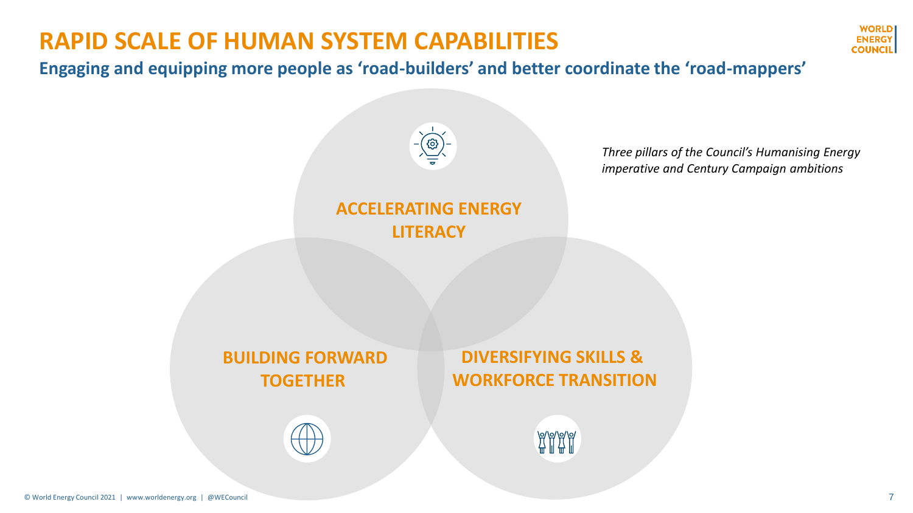# RAPID SCALE OF HUMAN SYSTEM CAPABILITIES

## Engaging and equipping more people as 'road-builders' and better coordinate the 'road-mappers'

*Three pillars of the Council's Humanising Energy imperative and Century Campaign ambitions*

**ACCELERATING ENERGY LITERACY**

**BUILDING FORWARD TOGETHER**

**DIVERSIFYING SKILLS & WORKFORCE TRANSITION**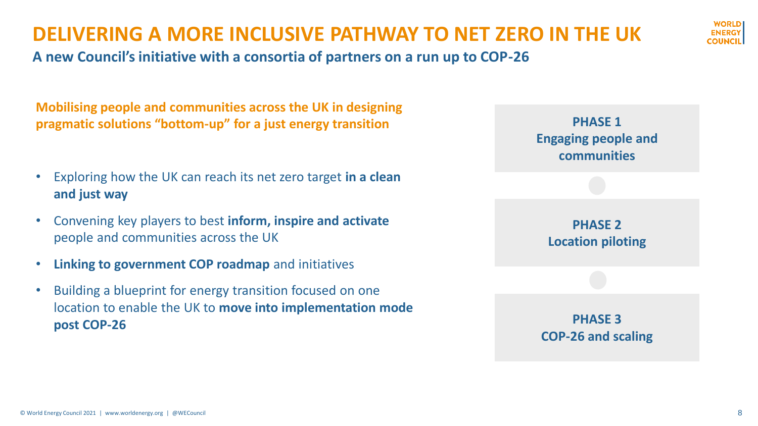# DELIVERING A MORE INCLUSIVE PATHWAY TO NET ZERO IN THE UK

**A new Council's initiative with a consortia of partners on a run up to COP-26**

**Mobilising people and communities across the UK in designing pragmatic solutions "bottom-up" for a just energy transition**

- Exploring how the UK can reach its net zero target **in a clean and just way**
- Convening key players to best **inform, inspire and activate** people and communities across the UK
- **Linking to government COP roadmap** and initiatives
- Building a blueprint for energy transition focused on one location to enable the UK to **move into implementation mode post COP-26**

**PHASE 1**
**Engaging people and communities**

**PHASE 2**
**Location piloting**

**PHASE 3**
**COP-26 and scaling**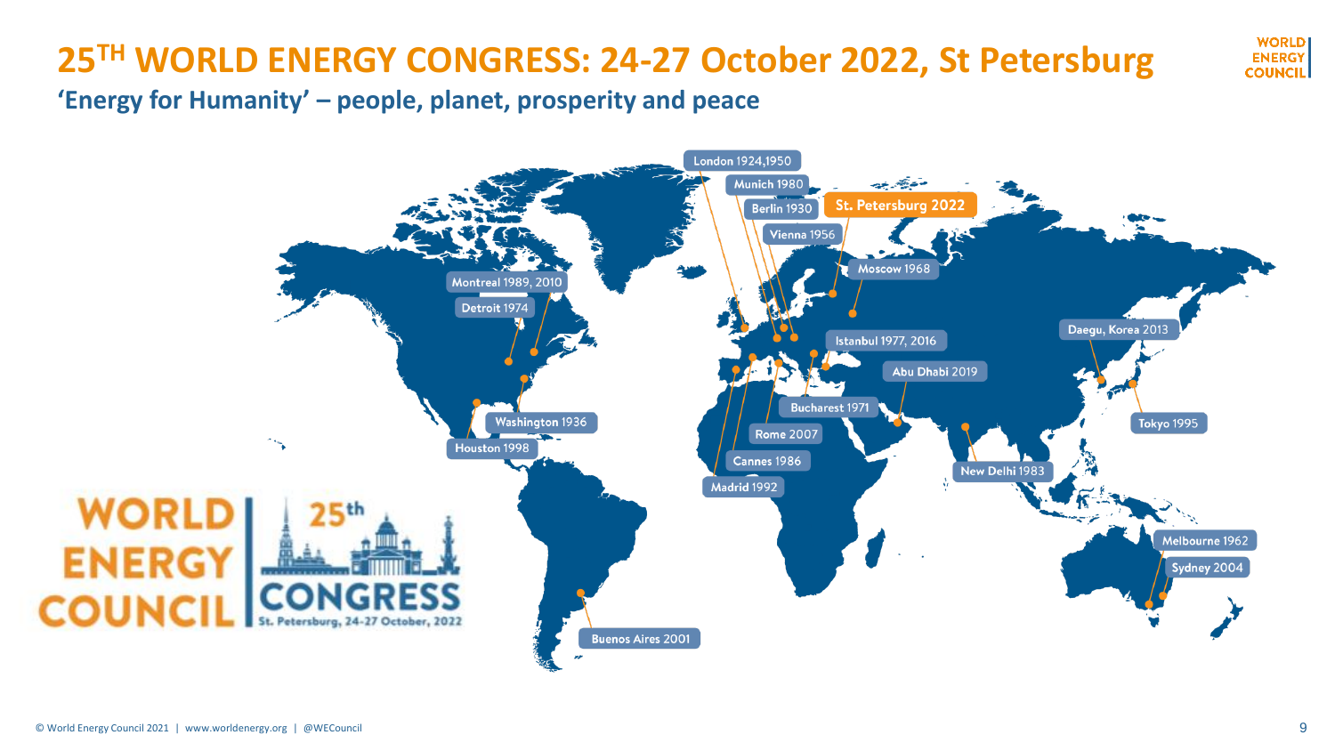# 25TH WORLD ENERGY CONGRESS: 24-27 October 2022, St Petersburg

## 'Energy for Humanity' – people, planet, prosperity and peace

- London 1924,1950
- Munich 1980
- Berlin 1930
- St. Petersburg 2022
- Vienna 1956
- Moscow 1968
- Montreal 1989, 2010
- Detroit 1974
- Istanbul 1977, 2016
- Daegu, Korea 2013
- Abu Dhabi 2019
- Bucharest 1971
- Washington 1936
- Tokyo 1995
- Rome 2007
- Houston 1998
- Cannes 1986
- New Delhi 1983
- Madrid 1992
- Melbourne 1962
- Sydney 2004
- Buenos Aires 2001

WORLD ENERGY COUNCIL | 25th CONGRESS St. Petersburg, 24-27 October, 2022

© World Energy Council 2021 | www.worldenergy.org | @WECouncil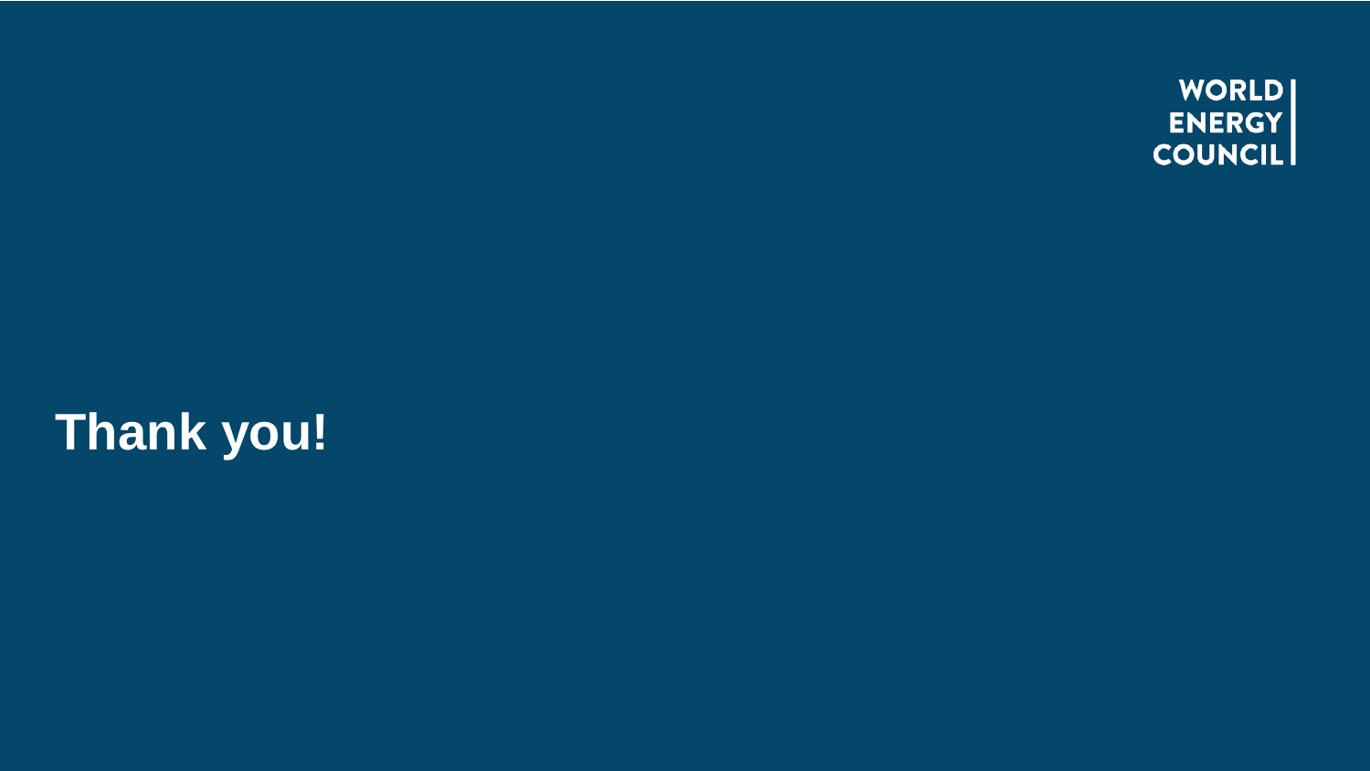WORLD ENERGY COUNCIL

# Thank you!